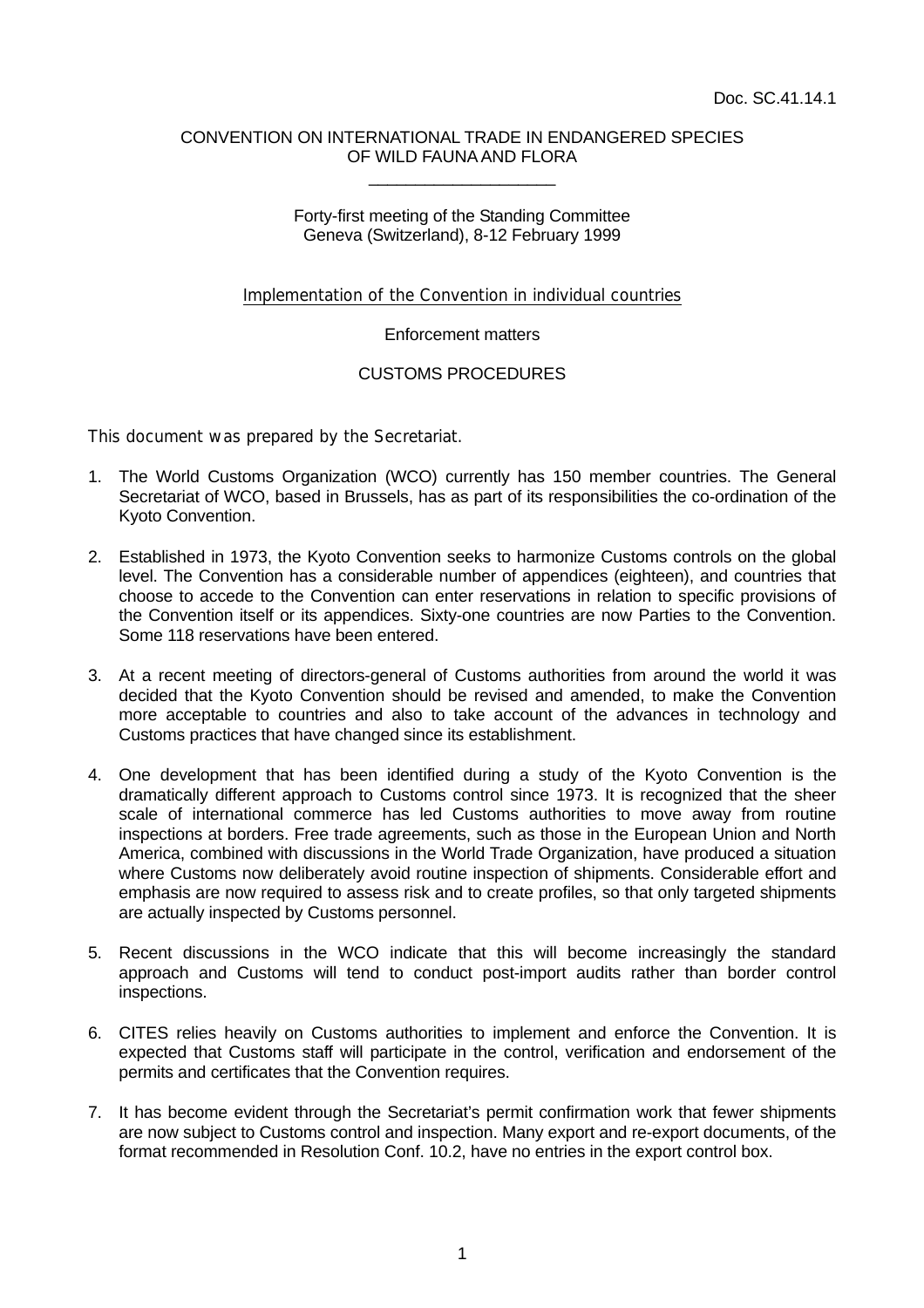Doc. SC.41.14.1

CONVENTION ON INTERNATIONAL TRADE IN ENDANGERED SPECIES OF WILD FAUNA AND FLORA

\_\_\_\_\_\_\_\_\_\_\_\_\_\_\_\_\_\_\_\_

Forty-first meeting of the Standing Committee
Geneva (Switzerland), 8-12 February 1999

Implementation of the Convention in individual countries

Enforcement matters

CUSTOMS PROCEDURES

This document was prepared by the Secretariat.

1. The World Customs Organization (WCO) currently has 150 member countries. The General Secretariat of WCO, based in Brussels, has as part of its responsibilities the co-ordination of the Kyoto Convention.

2. Established in 1973, the Kyoto Convention seeks to harmonize Customs controls on the global level. The Convention has a considerable number of appendices (eighteen), and countries that choose to accede to the Convention can enter reservations in relation to specific provisions of the Convention itself or its appendices. Sixty-one countries are now Parties to the Convention. Some 118 reservations have been entered.

3. At a recent meeting of directors-general of Customs authorities from around the world it was decided that the Kyoto Convention should be revised and amended, to make the Convention more acceptable to countries and also to take account of the advances in technology and Customs practices that have changed since its establishment.

4. One development that has been identified during a study of the Kyoto Convention is the dramatically different approach to Customs control since 1973. It is recognized that the sheer scale of international commerce has led Customs authorities to move away from routine inspections at borders. Free trade agreements, such as those in the European Union and North America, combined with discussions in the World Trade Organization, have produced a situation where Customs now deliberately avoid routine inspection of shipments. Considerable effort and emphasis are now required to assess risk and to create profiles, so that only targeted shipments are actually inspected by Customs personnel.

5. Recent discussions in the WCO indicate that this will become increasingly the standard approach and Customs will tend to conduct post-import audits rather than border control inspections.

6. CITES relies heavily on Customs authorities to implement and enforce the Convention. It is expected that Customs staff will participate in the control, verification and endorsement of the permits and certificates that the Convention requires.

7. It has become evident through the Secretariat's permit confirmation work that fewer shipments are now subject to Customs control and inspection. Many export and re-export documents, of the format recommended in Resolution Conf. 10.2, have no entries in the export control box.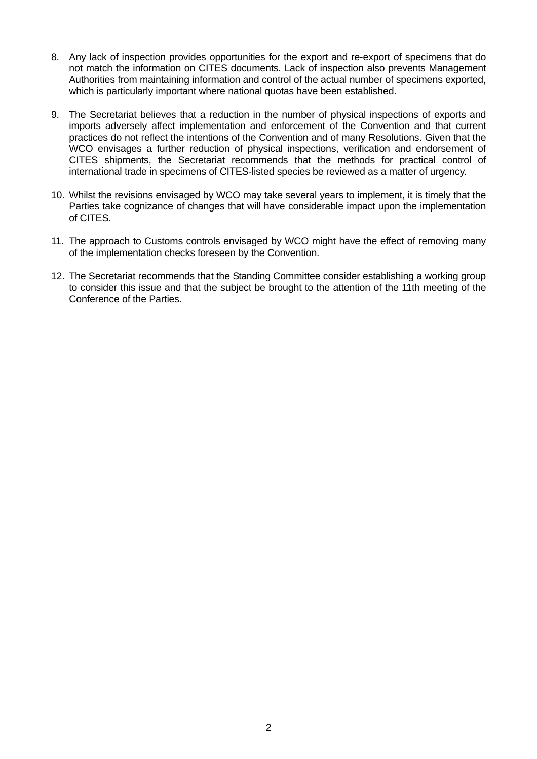8. Any lack of inspection provides opportunities for the export and re-export of specimens that do not match the information on CITES documents. Lack of inspection also prevents Management Authorities from maintaining information and control of the actual number of specimens exported, which is particularly important where national quotas have been established.

9. The Secretariat believes that a reduction in the number of physical inspections of exports and imports adversely affect implementation and enforcement of the Convention and that current practices do not reflect the intentions of the Convention and of many Resolutions. Given that the WCO envisages a further reduction of physical inspections, verification and endorsement of CITES shipments, the Secretariat recommends that the methods for practical control of international trade in specimens of CITES-listed species be reviewed as a matter of urgency.

10. Whilst the revisions envisaged by WCO may take several years to implement, it is timely that the Parties take cognizance of changes that will have considerable impact upon the implementation of CITES.

11. The approach to Customs controls envisaged by WCO might have the effect of removing many of the implementation checks foreseen by the Convention.

12. The Secretariat recommends that the Standing Committee consider establishing a working group to consider this issue and that the subject be brought to the attention of the 11th meeting of the Conference of the Parties.